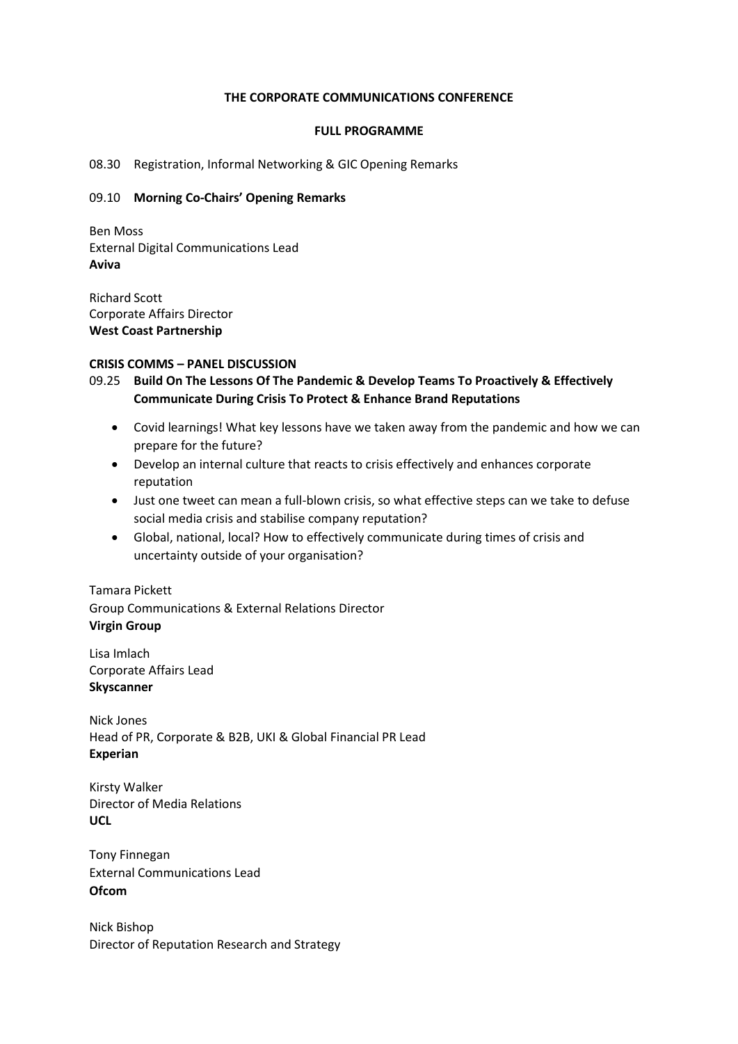**THE CORPORATE COMMUNICATIONS CONFERENCE**

**FULL PROGRAMME**

08.30 Registration, Informal Networking & GIC Opening Remarks

09.10 **Morning Co-Chairs' Opening Remarks**

Ben Moss
External Digital Communications Lead
**Aviva**

Richard Scott
Corporate Affairs Director
**West Coast Partnership**

**CRISIS COMMS – PANEL DISCUSSION**

09.25 **Build On The Lessons Of The Pandemic & Develop Teams To Proactively & Effectively Communicate During Crisis To Protect & Enhance Brand Reputations**

- Covid learnings! What key lessons have we taken away from the pandemic and how we can prepare for the future?
- Develop an internal culture that reacts to crisis effectively and enhances corporate reputation
- Just one tweet can mean a full-blown crisis, so what effective steps can we take to defuse social media crisis and stabilise company reputation?
- Global, national, local? How to effectively communicate during times of crisis and uncertainty outside of your organisation?

Tamara Pickett
Group Communications & External Relations Director
**Virgin Group**

Lisa Imlach
Corporate Affairs Lead
**Skyscanner**

Nick Jones
Head of PR, Corporate & B2B, UKI & Global Financial PR Lead
**Experian**

Kirsty Walker
Director of Media Relations
**UCL**

Tony Finnegan
External Communications Lead
**Ofcom**

Nick Bishop
Director of Reputation Research and Strategy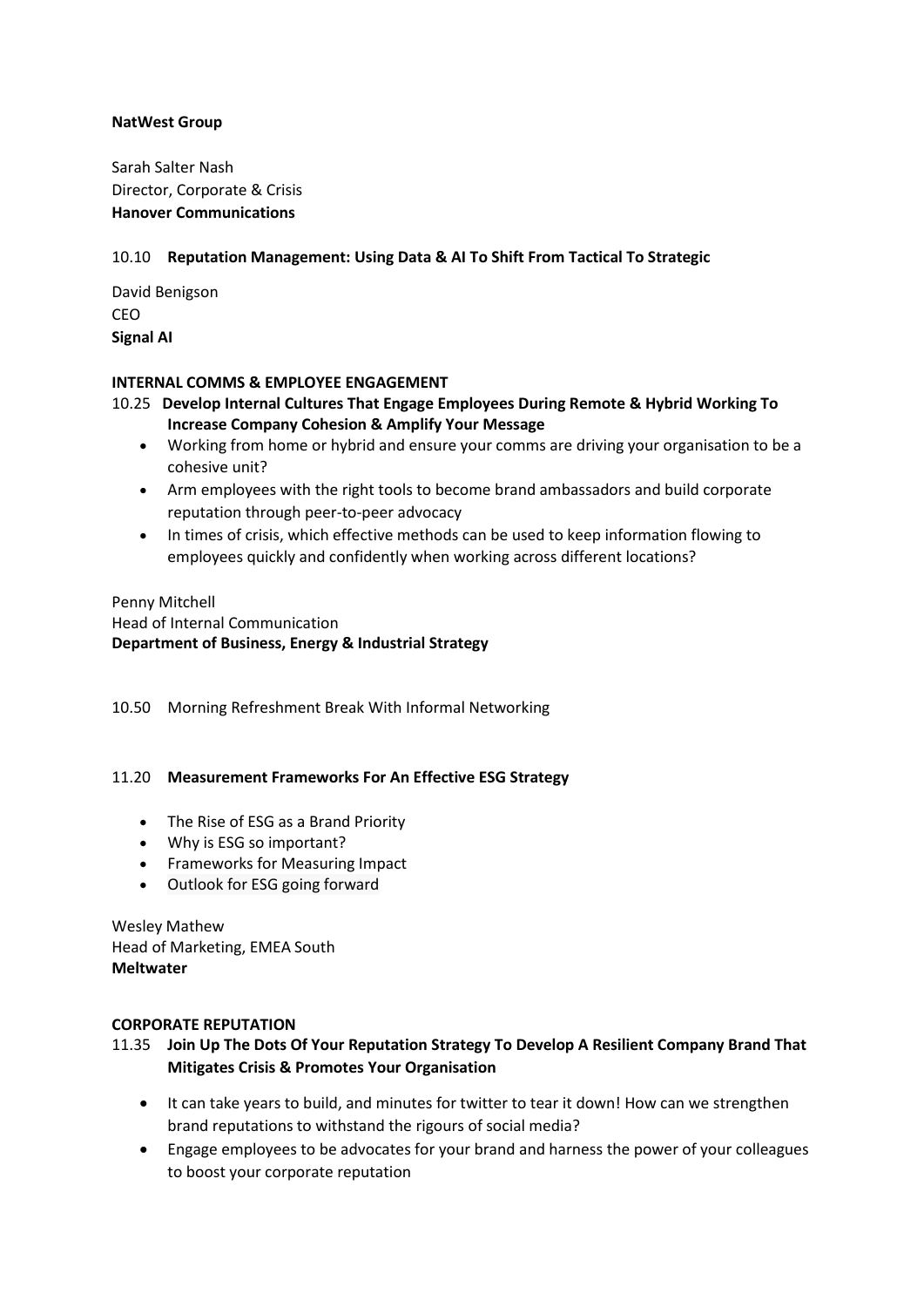**NatWest Group**

Sarah Salter Nash
Director, Corporate & Crisis
**Hanover Communications**

10.10 **Reputation Management: Using Data & AI To Shift From Tactical To Strategic**

David Benigson
CEO
**Signal AI**

**INTERNAL COMMS & EMPLOYEE ENGAGEMENT**

10.25 **Develop Internal Cultures That Engage Employees During Remote & Hybrid Working To Increase Company Cohesion & Amplify Your Message**

- Working from home or hybrid and ensure your comms are driving your organisation to be a cohesive unit?
- Arm employees with the right tools to become brand ambassadors and build corporate reputation through peer-to-peer advocacy
- In times of crisis, which effective methods can be used to keep information flowing to employees quickly and confidently when working across different locations?

Penny Mitchell
Head of Internal Communication
**Department of Business, Energy & Industrial Strategy**

10.50 Morning Refreshment Break With Informal Networking

11.20 **Measurement Frameworks For An Effective ESG Strategy**

- The Rise of ESG as a Brand Priority
- Why is ESG so important?
- Frameworks for Measuring Impact
- Outlook for ESG going forward

Wesley Mathew
Head of Marketing, EMEA South
**Meltwater**

**CORPORATE REPUTATION**

11.35 **Join Up The Dots Of Your Reputation Strategy To Develop A Resilient Company Brand That Mitigates Crisis & Promotes Your Organisation**

- It can take years to build, and minutes for twitter to tear it down! How can we strengthen brand reputations to withstand the rigours of social media?
- Engage employees to be advocates for your brand and harness the power of your colleagues to boost your corporate reputation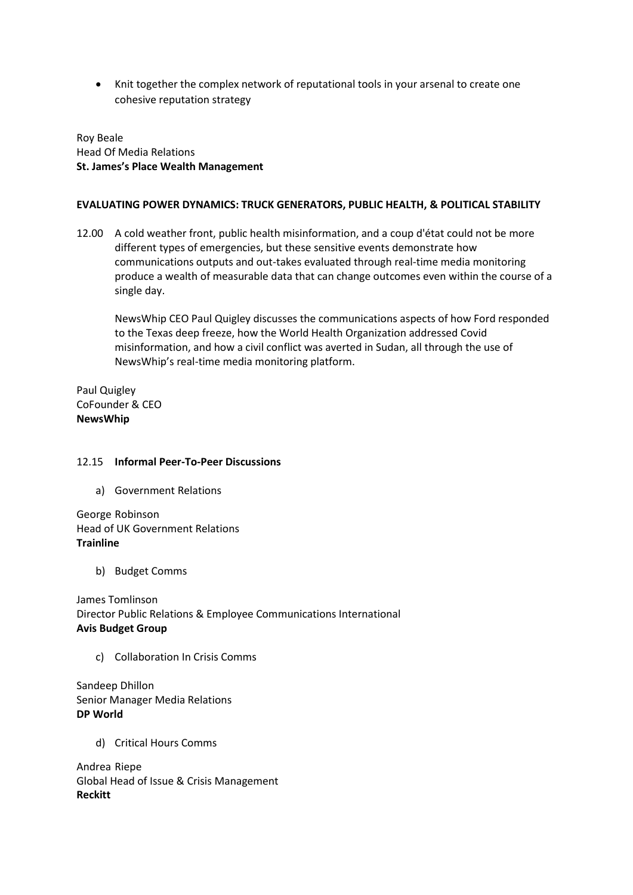- Knit together the complex network of reputational tools in your arsenal to create one cohesive reputation strategy

Roy Beale
Head Of Media Relations
**St. James's Place Wealth Management**

**EVALUATING POWER DYNAMICS: TRUCK GENERATORS, PUBLIC HEALTH, & POLITICAL STABILITY**

12.00 A cold weather front, public health misinformation, and a coup d'état could not be more different types of emergencies, but these sensitive events demonstrate how communications outputs and out-takes evaluated through real-time media monitoring produce a wealth of measurable data that can change outcomes even within the course of a single day.

NewsWhip CEO Paul Quigley discusses the communications aspects of how Ford responded to the Texas deep freeze, how the World Health Organization addressed Covid misinformation, and how a civil conflict was averted in Sudan, all through the use of NewsWhip's real-time media monitoring platform.

Paul Quigley
CoFounder & CEO
**NewsWhip**

12.15 **Informal Peer-To-Peer Discussions**

a) Government Relations

George Robinson
Head of UK Government Relations
**Trainline**

b) Budget Comms

James Tomlinson
Director Public Relations & Employee Communications International
**Avis Budget Group**

c) Collaboration In Crisis Comms

Sandeep Dhillon
Senior Manager Media Relations
**DP World**

d) Critical Hours Comms

Andrea Riepe
Global Head of Issue & Crisis Management
**Reckitt**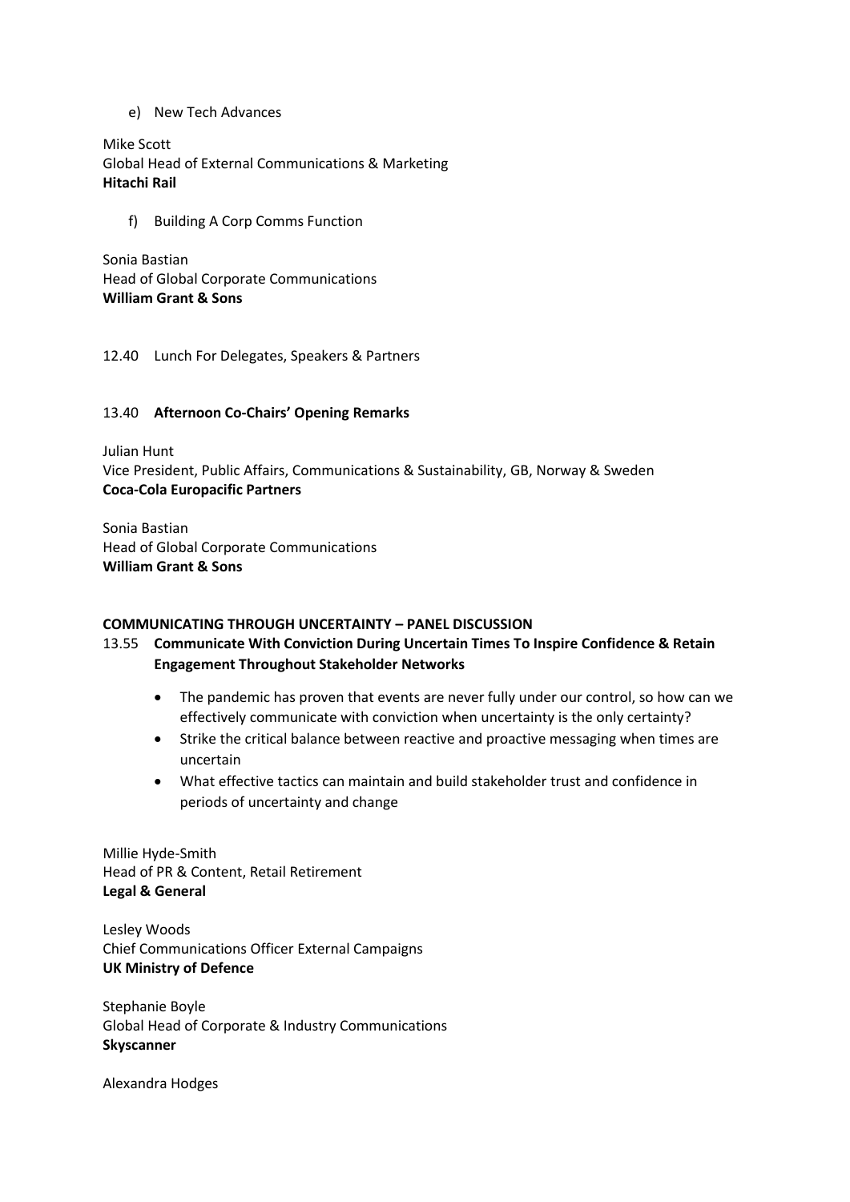e) New Tech Advances

Mike Scott
Global Head of External Communications & Marketing
**Hitachi Rail**

f) Building A Corp Comms Function

Sonia Bastian
Head of Global Corporate Communications
**William Grant & Sons**

12.40 Lunch For Delegates, Speakers & Partners

13.40 **Afternoon Co-Chairs' Opening Remarks**

Julian Hunt
Vice President, Public Affairs, Communications & Sustainability, GB, Norway & Sweden
**Coca-Cola Europacific Partners**

Sonia Bastian
Head of Global Corporate Communications
**William Grant & Sons**

**COMMUNICATING THROUGH UNCERTAINTY – PANEL DISCUSSION**

13.55 **Communicate With Conviction During Uncertain Times To Inspire Confidence & Retain Engagement Throughout Stakeholder Networks**

- The pandemic has proven that events are never fully under our control, so how can we effectively communicate with conviction when uncertainty is the only certainty?
- Strike the critical balance between reactive and proactive messaging when times are uncertain
- What effective tactics can maintain and build stakeholder trust and confidence in periods of uncertainty and change

Millie Hyde-Smith
Head of PR & Content, Retail Retirement
**Legal & General**

Lesley Woods
Chief Communications Officer External Campaigns
**UK Ministry of Defence**

Stephanie Boyle
Global Head of Corporate & Industry Communications
**Skyscanner**

Alexandra Hodges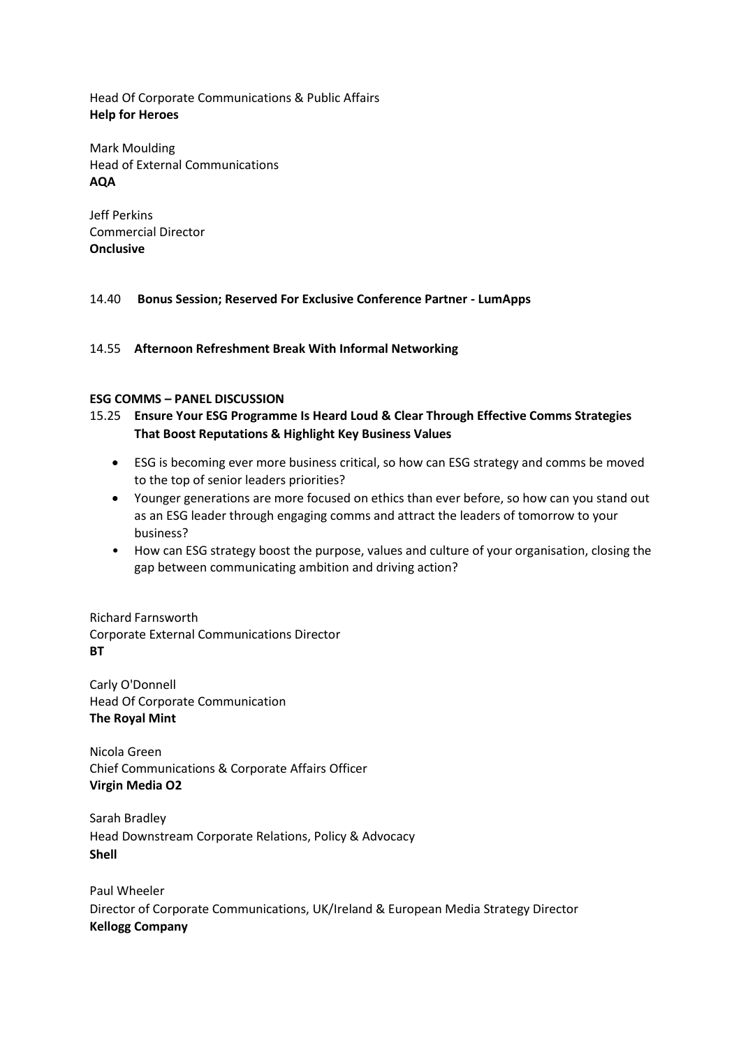Head Of Corporate Communications & Public Affairs
**Help for Heroes**

Mark Moulding
Head of External Communications
**AQA**

Jeff Perkins
Commercial Director
**Onclusive**

14.40 **Bonus Session; Reserved For Exclusive Conference Partner - LumApps**

14.55 **Afternoon Refreshment Break With Informal Networking**

**ESG COMMS – PANEL DISCUSSION**

15.25 **Ensure Your ESG Programme Is Heard Loud & Clear Through Effective Comms Strategies That Boost Reputations & Highlight Key Business Values**

- ESG is becoming ever more business critical, so how can ESG strategy and comms be moved to the top of senior leaders priorities?
- Younger generations are more focused on ethics than ever before, so how can you stand out as an ESG leader through engaging comms and attract the leaders of tomorrow to your business?
- How can ESG strategy boost the purpose, values and culture of your organisation, closing the gap between communicating ambition and driving action?

Richard Farnsworth
Corporate External Communications Director
**BT**

Carly O'Donnell
Head Of Corporate Communication
**The Royal Mint**

Nicola Green
Chief Communications & Corporate Affairs Officer
**Virgin Media O2**

Sarah Bradley
Head Downstream Corporate Relations, Policy & Advocacy
**Shell**

Paul Wheeler
Director of Corporate Communications, UK/Ireland & European Media Strategy Director
**Kellogg Company**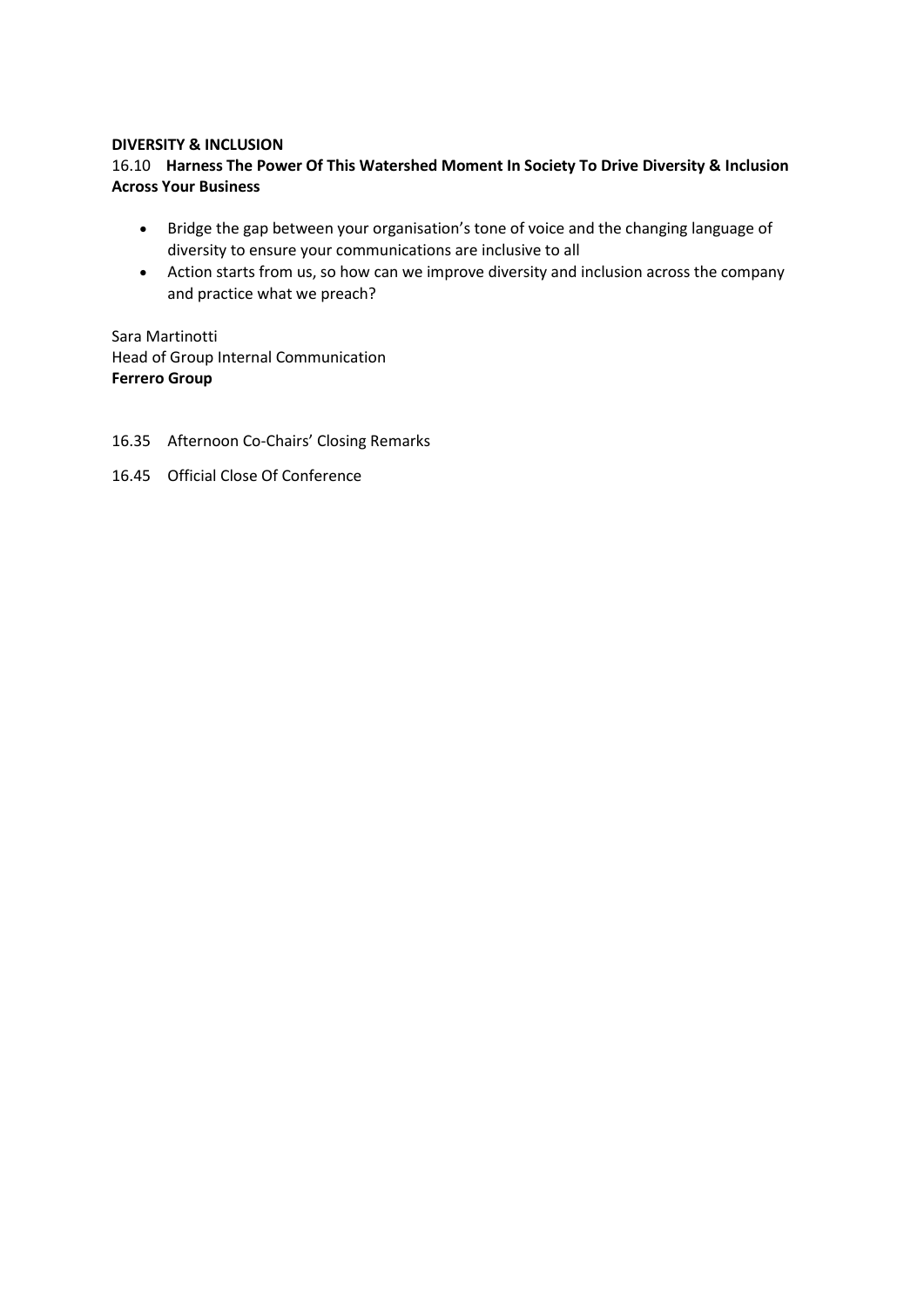**DIVERSITY & INCLUSION**

16.10 **Harness The Power Of This Watershed Moment In Society To Drive Diversity & Inclusion Across Your Business**

- Bridge the gap between your organisation's tone of voice and the changing language of diversity to ensure your communications are inclusive to all
- Action starts from us, so how can we improve diversity and inclusion across the company and practice what we preach?

Sara Martinotti
Head of Group Internal Communication
**Ferrero Group**

16.35 Afternoon Co-Chairs' Closing Remarks

16.45 Official Close Of Conference